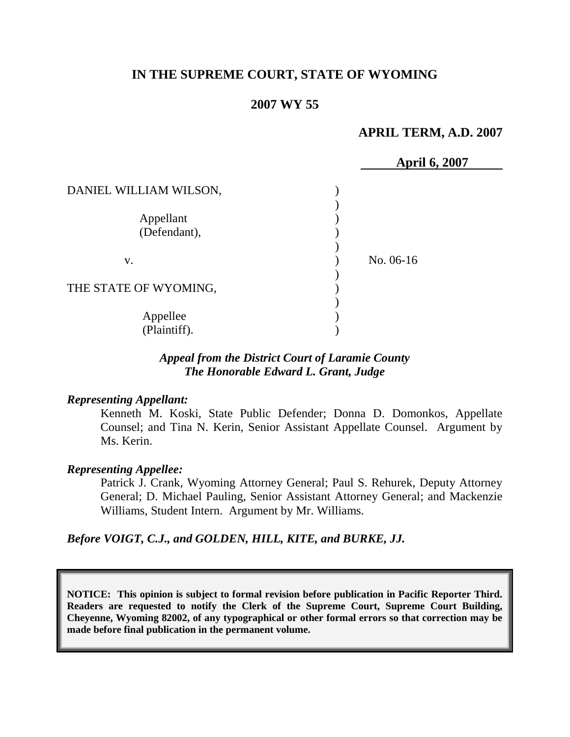**IN THE SUPREME COURT, STATE OF WYOMING**

**2007 WY 55**

**APRIL TERM, A.D. 2007**

**April 6, 2007**

| | | |
|---|---|---|
| DANIEL WILLIAM WILSON,<br><br>Appellant<br>(Defendant),<br><br>v.<br><br>THE STATE OF WYOMING,<br><br>Appellee<br>(Plaintiff). | ) | No. 06-16 |

***Appeal from the District Court of Laramie County***
***The Honorable Edward L. Grant, Judge***

***Representing Appellant:***

Kenneth M. Koski, State Public Defender; Donna D. Domonkos, Appellate Counsel; and Tina N. Kerin, Senior Assistant Appellate Counsel. Argument by Ms. Kerin.

***Representing Appellee:***

Patrick J. Crank, Wyoming Attorney General; Paul S. Rehurek, Deputy Attorney General; D. Michael Pauling, Senior Assistant Attorney General; and Mackenzie Williams, Student Intern. Argument by Mr. Williams.

***Before VOIGT, C.J., and GOLDEN, HILL, KITE, and BURKE, JJ.***

**NOTICE: This opinion is subject to formal revision before publication in Pacific Reporter Third. Readers are requested to notify the Clerk of the Supreme Court, Supreme Court Building, Cheyenne, Wyoming 82002, of any typographical or other formal errors so that correction may be made before final publication in the permanent volume.**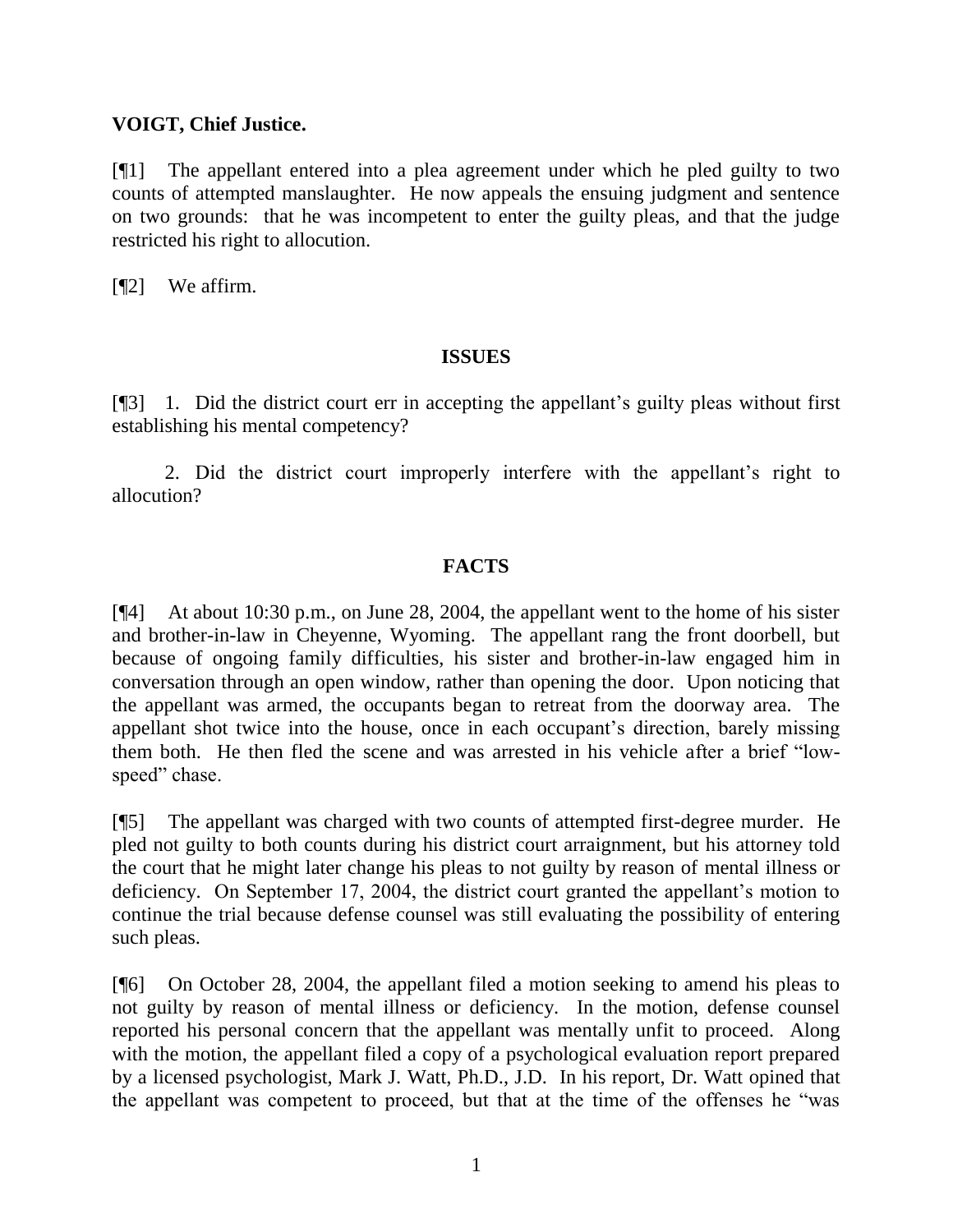**VOIGT, Chief Justice.**

[¶1] The appellant entered into a plea agreement under which he pled guilty to two counts of attempted manslaughter. He now appeals the ensuing judgment and sentence on two grounds: that he was incompetent to enter the guilty pleas, and that the judge restricted his right to allocution.

[¶2] We affirm.

## ISSUES

[¶3] 1. Did the district court err in accepting the appellant's guilty pleas without first establishing his mental competency?

2. Did the district court improperly interfere with the appellant's right to allocution?

## FACTS

[¶4] At about 10:30 p.m., on June 28, 2004, the appellant went to the home of his sister and brother-in-law in Cheyenne, Wyoming. The appellant rang the front doorbell, but because of ongoing family difficulties, his sister and brother-in-law engaged him in conversation through an open window, rather than opening the door. Upon noticing that the appellant was armed, the occupants began to retreat from the doorway area. The appellant shot twice into the house, once in each occupant's direction, barely missing them both. He then fled the scene and was arrested in his vehicle after a brief "low-speed" chase.

[¶5] The appellant was charged with two counts of attempted first-degree murder. He pled not guilty to both counts during his district court arraignment, but his attorney told the court that he might later change his pleas to not guilty by reason of mental illness or deficiency. On September 17, 2004, the district court granted the appellant's motion to continue the trial because defense counsel was still evaluating the possibility of entering such pleas.

[¶6] On October 28, 2004, the appellant filed a motion seeking to amend his pleas to not guilty by reason of mental illness or deficiency. In the motion, defense counsel reported his personal concern that the appellant was mentally unfit to proceed. Along with the motion, the appellant filed a copy of a psychological evaluation report prepared by a licensed psychologist, Mark J. Watt, Ph.D., J.D. In his report, Dr. Watt opined that the appellant was competent to proceed, but that at the time of the offenses he "was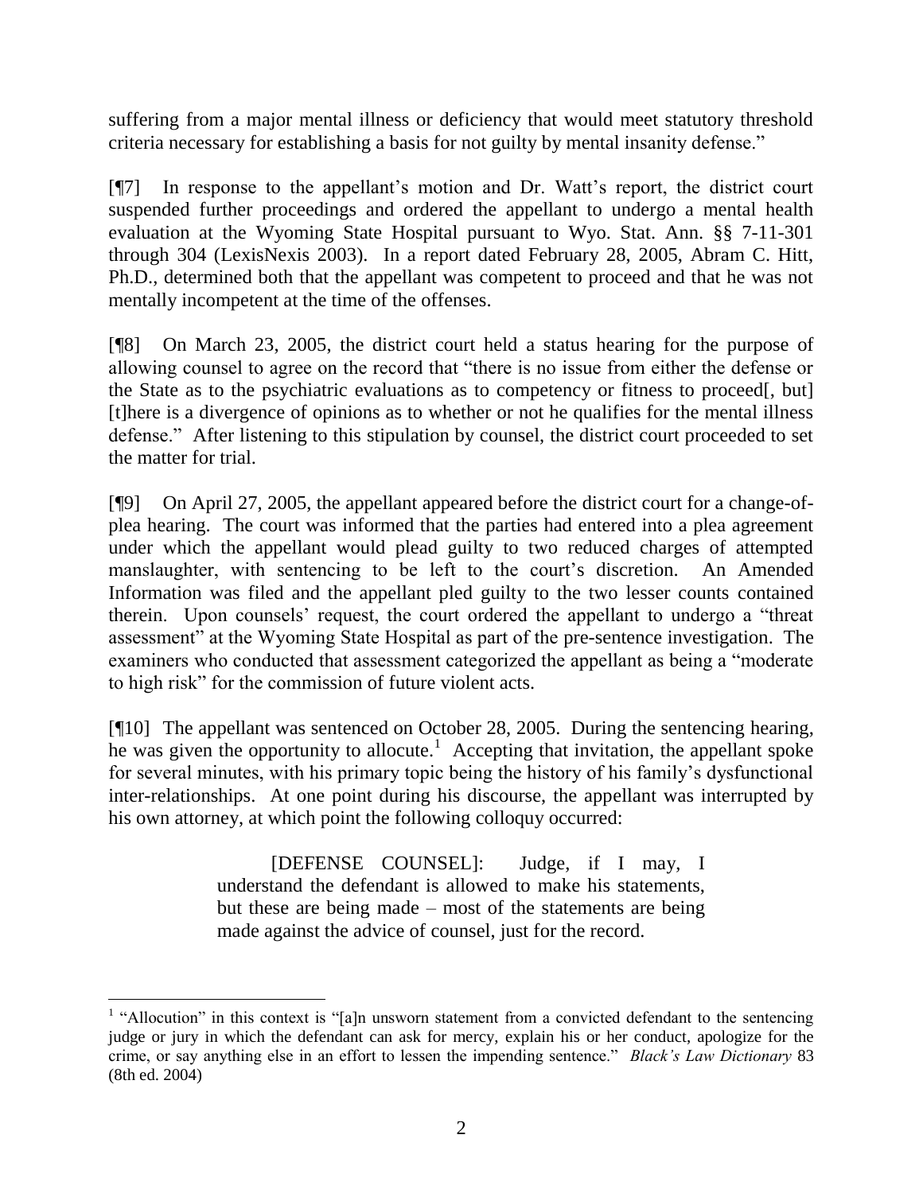suffering from a major mental illness or deficiency that would meet statutory threshold criteria necessary for establishing a basis for not guilty by mental insanity defense."

[¶7] In response to the appellant's motion and Dr. Watt's report, the district court suspended further proceedings and ordered the appellant to undergo a mental health evaluation at the Wyoming State Hospital pursuant to Wyo. Stat. Ann. §§ 7-11-301 through 304 (LexisNexis 2003). In a report dated February 28, 2005, Abram C. Hitt, Ph.D., determined both that the appellant was competent to proceed and that he was not mentally incompetent at the time of the offenses.

[¶8] On March 23, 2005, the district court held a status hearing for the purpose of allowing counsel to agree on the record that "there is no issue from either the defense or the State as to the psychiatric evaluations as to competency or fitness to proceed[, but] [t]here is a divergence of opinions as to whether or not he qualifies for the mental illness defense." After listening to this stipulation by counsel, the district court proceeded to set the matter for trial.

[¶9] On April 27, 2005, the appellant appeared before the district court for a change-of-plea hearing. The court was informed that the parties had entered into a plea agreement under which the appellant would plead guilty to two reduced charges of attempted manslaughter, with sentencing to be left to the court's discretion. An Amended Information was filed and the appellant pled guilty to the two lesser counts contained therein. Upon counsels' request, the court ordered the appellant to undergo a "threat assessment" at the Wyoming State Hospital as part of the pre-sentence investigation. The examiners who conducted that assessment categorized the appellant as being a "moderate to high risk" for the commission of future violent acts.

[¶10] The appellant was sentenced on October 28, 2005. During the sentencing hearing, he was given the opportunity to allocute.[1] Accepting that invitation, the appellant spoke for several minutes, with his primary topic being the history of his family's dysfunctional inter-relationships. At one point during his discourse, the appellant was interrupted by his own attorney, at which point the following colloquy occurred:

> [DEFENSE COUNSEL]: Judge, if I may, I understand the defendant is allowed to make his statements, but these are being made – most of the statements are being made against the advice of counsel, just for the record.

---

[1] "Allocution" in this context is "[a]n unsworn statement from a convicted defendant to the sentencing judge or jury in which the defendant can ask for mercy, explain his or her conduct, apologize for the crime, or say anything else in an effort to lessen the impending sentence." *Black's Law Dictionary* 83 (8th ed. 2004)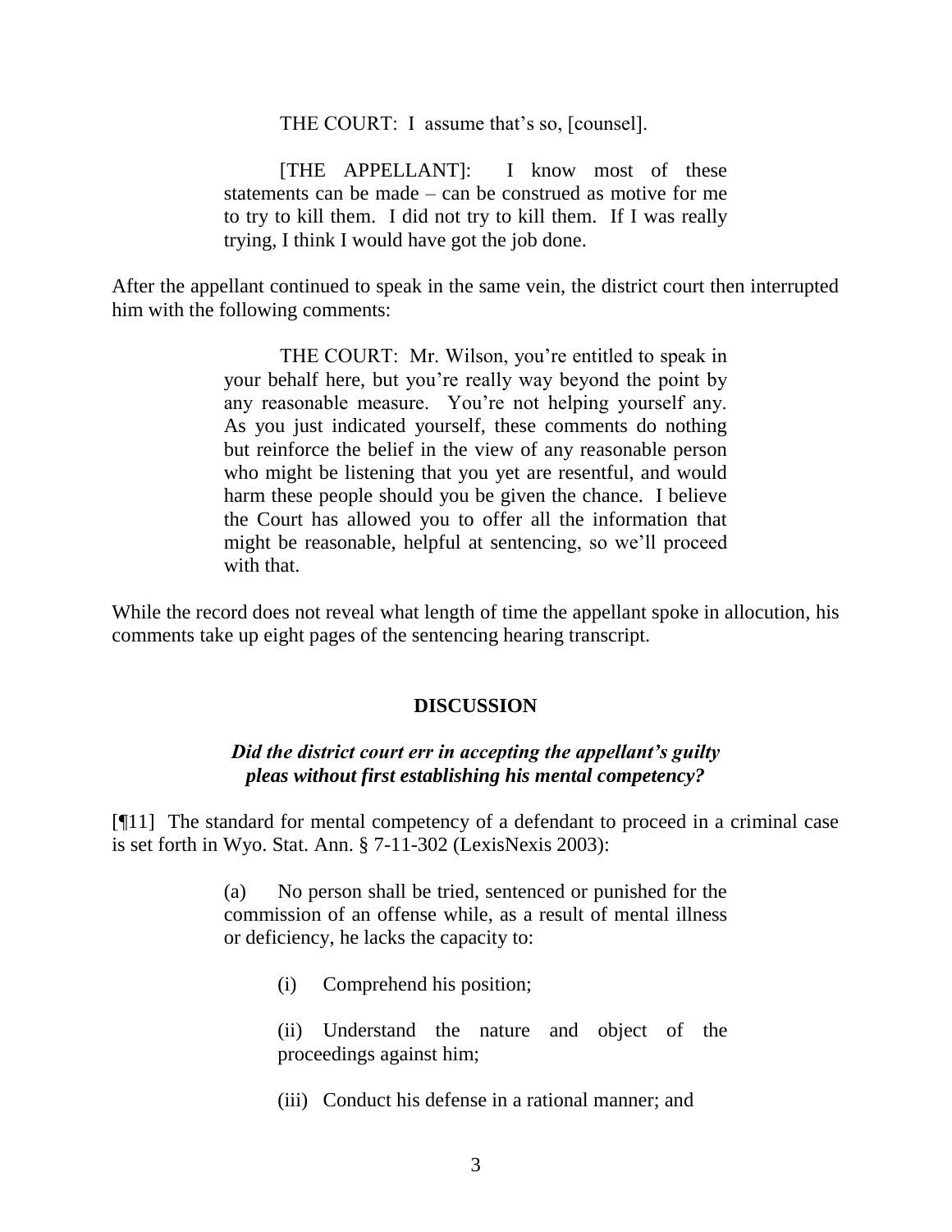> THE COURT: I assume that's so, [counsel].
>
> [THE APPELLANT]: I know most of these statements can be made – can be construed as motive for me to try to kill them. I did not try to kill them. If I was really trying, I think I would have got the job done.

After the appellant continued to speak in the same vein, the district court then interrupted him with the following comments:

> THE COURT: Mr. Wilson, you're entitled to speak in your behalf here, but you're really way beyond the point by any reasonable measure. You're not helping yourself any. As you just indicated yourself, these comments do nothing but reinforce the belief in the view of any reasonable person who might be listening that you yet are resentful, and would harm these people should you be given the chance. I believe the Court has allowed you to offer all the information that might be reasonable, helpful at sentencing, so we'll proceed with that.

While the record does not reveal what length of time the appellant spoke in allocution, his comments take up eight pages of the sentencing hearing transcript.

## DISCUSSION

### *Did the district court err in accepting the appellant's guilty pleas without first establishing his mental competency?*

[¶11] The standard for mental competency of a defendant to proceed in a criminal case is set forth in Wyo. Stat. Ann. § 7-11-302 (LexisNexis 2003):

> (a) No person shall be tried, sentenced or punished for the commission of an offense while, as a result of mental illness or deficiency, he lacks the capacity to:
>
> (i) Comprehend his position;
>
> (ii) Understand the nature and object of the proceedings against him;
>
> (iii) Conduct his defense in a rational manner; and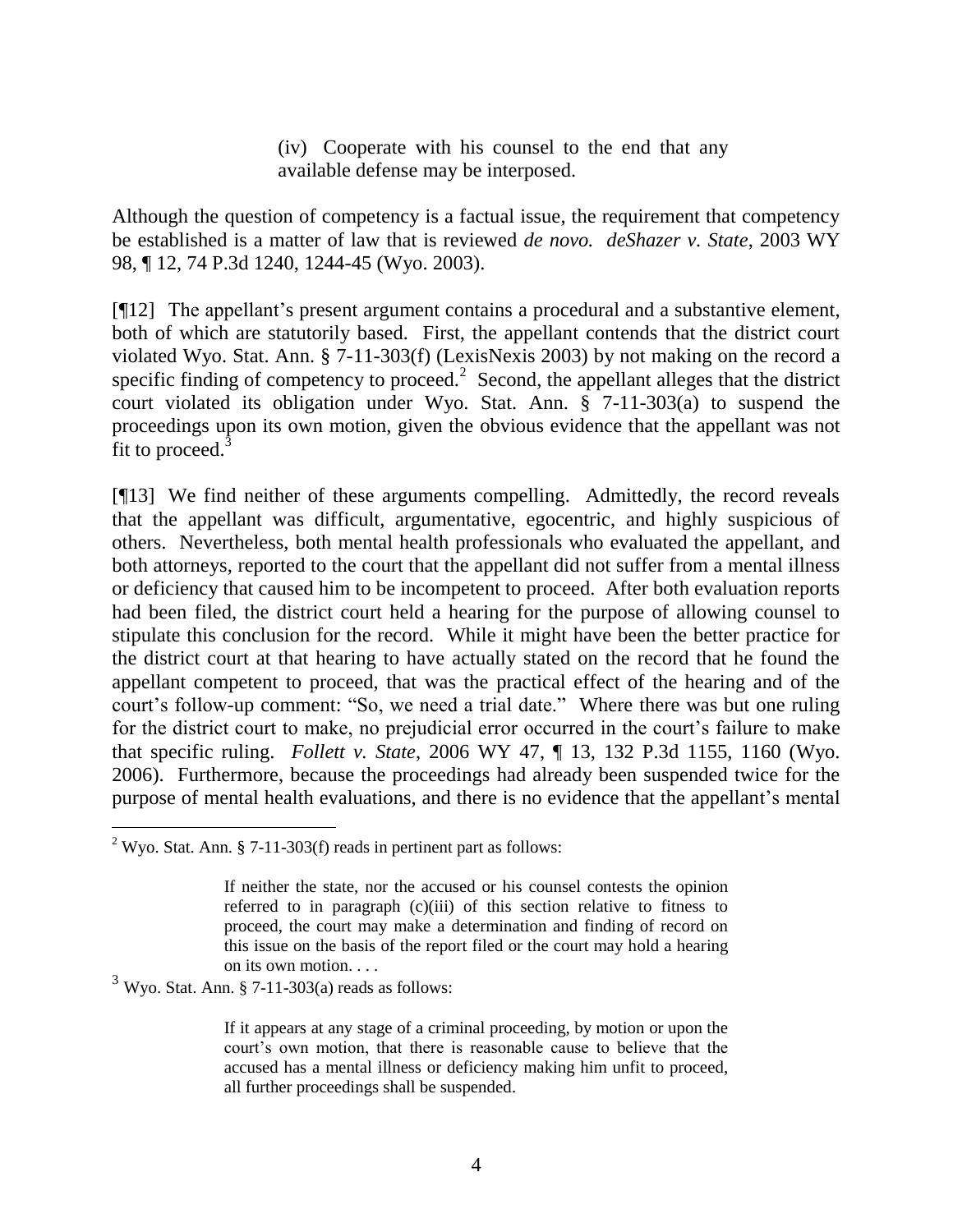> (iv) Cooperate with his counsel to the end that any available defense may be interposed.

Although the question of competency is a factual issue, the requirement that competency be established is a matter of law that is reviewed *de novo. deShazer v. State*, 2003 WY 98, ¶ 12, 74 P.3d 1240, 1244-45 (Wyo. 2003).

[¶12] The appellant's present argument contains a procedural and a substantive element, both of which are statutorily based. First, the appellant contends that the district court violated Wyo. Stat. Ann. § 7-11-303(f) (LexisNexis 2003) by not making on the record a specific finding of competency to proceed.[2] Second, the appellant alleges that the district court violated its obligation under Wyo. Stat. Ann. § 7-11-303(a) to suspend the proceedings upon its own motion, given the obvious evidence that the appellant was not fit to proceed.[3]

[¶13] We find neither of these arguments compelling. Admittedly, the record reveals that the appellant was difficult, argumentative, egocentric, and highly suspicious of others. Nevertheless, both mental health professionals who evaluated the appellant, and both attorneys, reported to the court that the appellant did not suffer from a mental illness or deficiency that caused him to be incompetent to proceed. After both evaluation reports had been filed, the district court held a hearing for the purpose of allowing counsel to stipulate this conclusion for the record. While it might have been the better practice for the district court at that hearing to have actually stated on the record that he found the appellant competent to proceed, that was the practical effect of the hearing and of the court's follow-up comment: "So, we need a trial date." Where there was but one ruling for the district court to make, no prejudicial error occurred in the court's failure to make that specific ruling. *Follett v. State*, 2006 WY 47, ¶ 13, 132 P.3d 1155, 1160 (Wyo. 2006). Furthermore, because the proceedings had already been suspended twice for the purpose of mental health evaluations, and there is no evidence that the appellant's mental

---

[2] Wyo. Stat. Ann. § 7-11-303(f) reads in pertinent part as follows:

> If neither the state, nor the accused or his counsel contests the opinion referred to in paragraph (c)(iii) of this section relative to fitness to proceed, the court may make a determination and finding of record on this issue on the basis of the report filed or the court may hold a hearing on its own motion. . . .

[3] Wyo. Stat. Ann. § 7-11-303(a) reads as follows:

> If it appears at any stage of a criminal proceeding, by motion or upon the court's own motion, that there is reasonable cause to believe that the accused has a mental illness or deficiency making him unfit to proceed, all further proceedings shall be suspended.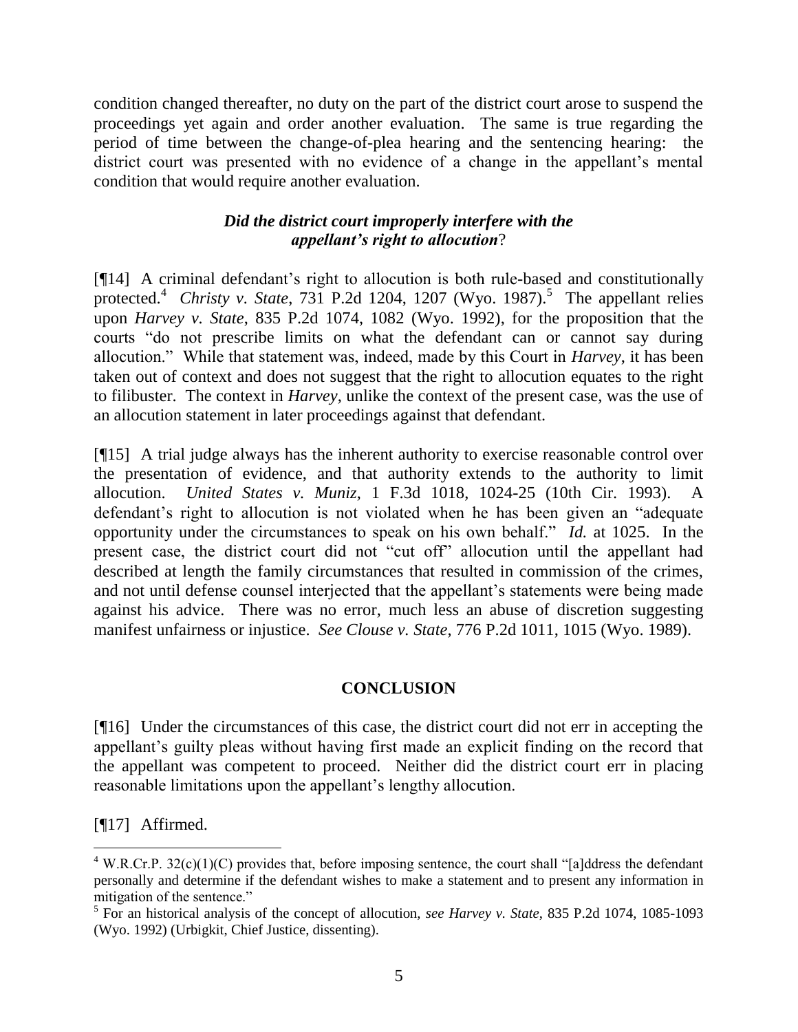condition changed thereafter, no duty on the part of the district court arose to suspend the proceedings yet again and order another evaluation. The same is true regarding the period of time between the change-of-plea hearing and the sentencing hearing: the district court was presented with no evidence of a change in the appellant's mental condition that would require another evaluation.

### *Did the district court improperly interfere with the appellant's right to allocution*?

[¶14] A criminal defendant's right to allocution is both rule-based and constitutionally protected.[4] *Christy v. State*, 731 P.2d 1204, 1207 (Wyo. 1987).[5] The appellant relies upon *Harvey v. State*, 835 P.2d 1074, 1082 (Wyo. 1992), for the proposition that the courts "do not prescribe limits on what the defendant can or cannot say during allocution." While that statement was, indeed, made by this Court in *Harvey*, it has been taken out of context and does not suggest that the right to allocution equates to the right to filibuster. The context in *Harvey*, unlike the context of the present case, was the use of an allocution statement in later proceedings against that defendant.

[¶15] A trial judge always has the inherent authority to exercise reasonable control over the presentation of evidence, and that authority extends to the authority to limit allocution. *United States v. Muniz*, 1 F.3d 1018, 1024-25 (10th Cir. 1993). A defendant's right to allocution is not violated when he has been given an "adequate opportunity under the circumstances to speak on his own behalf." *Id.* at 1025. In the present case, the district court did not "cut off" allocution until the appellant had described at length the family circumstances that resulted in commission of the crimes, and not until defense counsel interjected that the appellant's statements were being made against his advice. There was no error, much less an abuse of discretion suggesting manifest unfairness or injustice. *See Clouse v. State*, 776 P.2d 1011, 1015 (Wyo. 1989).

## CONCLUSION

[¶16] Under the circumstances of this case, the district court did not err in accepting the appellant's guilty pleas without having first made an explicit finding on the record that the appellant was competent to proceed. Neither did the district court err in placing reasonable limitations upon the appellant's lengthy allocution.

[¶17] Affirmed.

---

[4] W.R.Cr.P. 32(c)(1)(C) provides that, before imposing sentence, the court shall "[a]ddress the defendant personally and determine if the defendant wishes to make a statement and to present any information in mitigation of the sentence."

[5] For an historical analysis of the concept of allocution, *see Harvey v. State*, 835 P.2d 1074, 1085-1093 (Wyo. 1992) (Urbigkit, Chief Justice, dissenting).